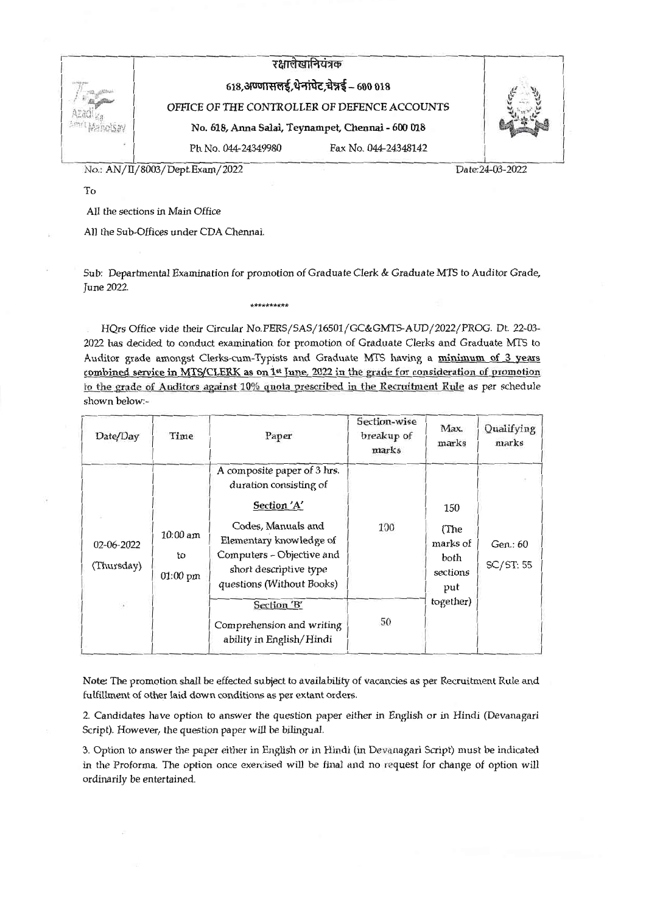# रक्षालेखानियंत्रक

## 618,अण्णासलई,थेनांपेट,चेन्नई – 600 018

## OFFICE OF THE CONTROLLER OF DEFENCE ACCOUNTS

**No. 618, Anna Salai, Teynampet, Chennai - 600 018**

Ph No. 044-24349980 Fax No. 044-24348142

No.: AN/II/8003/Dept.Exam/2022 Date:24-03-2022

To

All the sections in Main Office

All the Sub-Offices under CDA Chennai.

Sub: Departmental Examination for promotion of Graduate Clerk & Graduate MTS to Auditor Grade, June 2022.

\*\*\*\*\*\*\*\*\*\*

HQrs Office vide their Circular No.PERS/SAS/16501/GC&GMTS-AUD/2022/PROG. Dt. 22-03-2022 has decided to conduct examination for promotion of Graduate Clerks and Graduate MTS to Auditor grade amongst Clerks-cum-Typists and Graduate MTS having a <u>minimum of 3 years combined service in MTS/CLERK as on 1st June, 2022 in the grade for consideration of promotion to the grade of Auditors against 10% quota prescribed in the Recruitment Rule</u> as per schedule shown below:-

| Date/Day | Time | Paper | Section-wise breakup of marks | Max. marks | Qualifying marks |
|---|---|---|---|---|---|
| 02-06-2022 (Thursday) | 10:00 am to 01:00 pm | A composite paper of 3 hrs. duration consisting of<br><u>Section 'A'</u><br>Codes, Manuals and Elementary knowledge of Computers – Objective and short descriptive type questions (Without Books) | 100 | 150 (The marks of both sections put together) | Gen.: 60<br>SC/ST: 55 |
| | | <u>Section 'B'</u><br>Comprehension and writing ability in English/Hindi | 50 | | |

Note: The promotion shall be effected subject to availability of vacancies as per Recruitment Rule and fulfillment of other laid down conditions as per extant orders.

2. Candidates have option to answer the question paper either in English or in Hindi (Devanagari Script). However, the question paper will be bilingual.

3. Option to answer the paper either in English or in Hindi (in Devanagari Script) must be indicated in the Proforma. The option once exercised will be final and no request for change of option will ordinarily be entertained.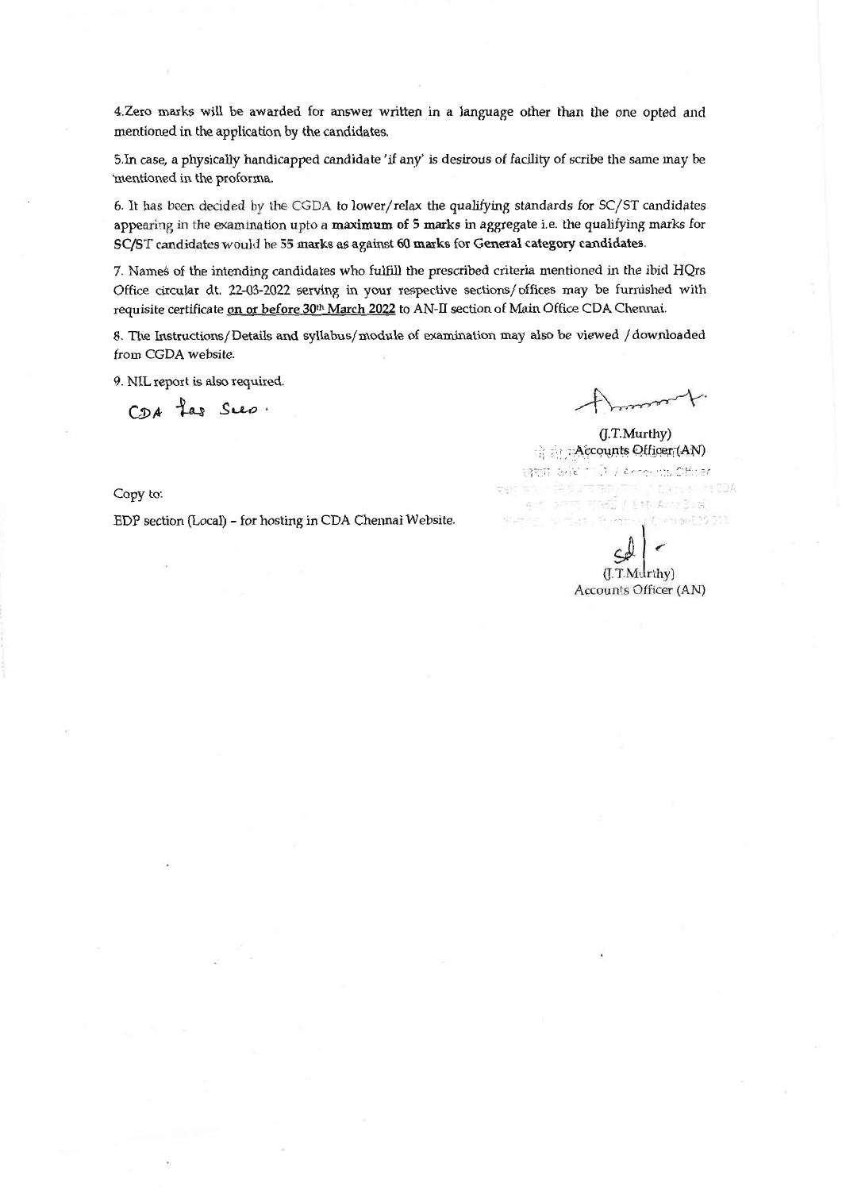4.Zero marks will be awarded for answer written in a language other than the one opted and mentioned in the application by the candidates.

5.In case, a physically handicapped candidate 'if any' is desirous of facility of scribe the same may be mentioned in the proforma.

6. It has been decided by the CGDA to lower/relax the qualifying standards for SC/ST candidates appearing in the examination upto a **maximum of 5 marks** in aggregate i.e. the qualifying marks for **SC/ST candidates would be 55 marks as against 60 marks for General category candidates.**

7. Names of the intending candidates who fulfill the prescribed criteria mentioned in the ibid HQrs Office circular dt. 22-03-2022 serving in your respective sections/offices may be furnished with requisite certificate on or before 30th March 2022 to AN-II section of Main Office CDA Chennai.

8. The Instructions/Details and syllabus/module of examination may also be viewed /downloaded from CGDA website.

9. NIL report is also required.

CDA Las Secs.

(J.T.Murthy)
Accounts Officer (AN)

Copy to:

EDP section (Local) – for hosting in CDA Chennai Website.

Sd/-
(J.T.Murthy)
Accounts Officer (AN)